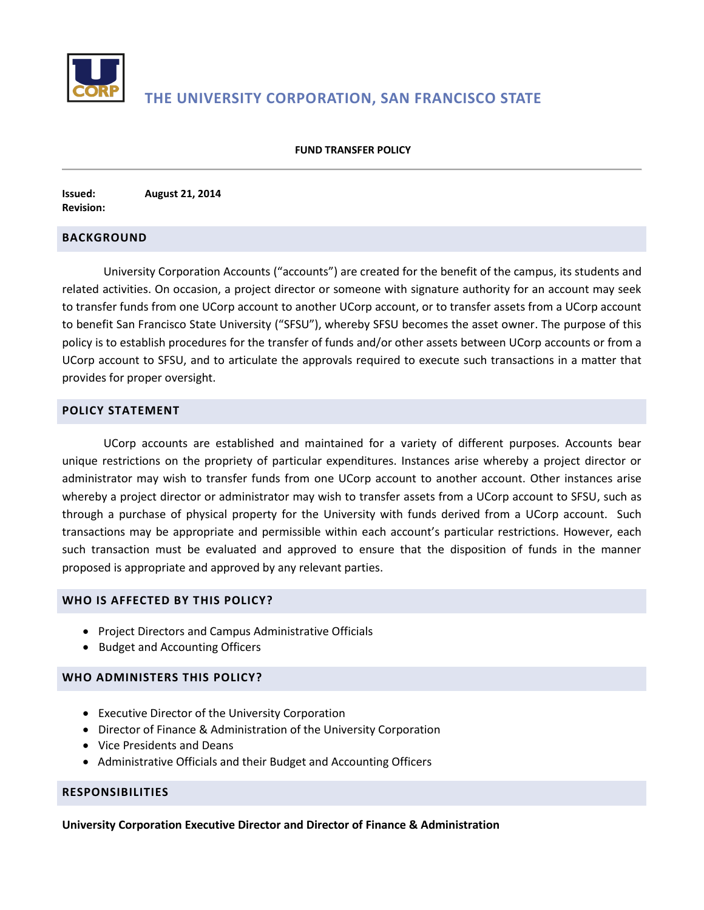# THE UNIVERSITY CORPORATION, SAN FRANCISCO STATE

**FUND TRANSFER POLICY**

**Issued:** **August 21, 2014**
**Revision:**

## BACKGROUND

University Corporation Accounts ("accounts") are created for the benefit of the campus, its students and related activities. On occasion, a project director or someone with signature authority for an account may seek to transfer funds from one UCorp account to another UCorp account, or to transfer assets from a UCorp account to benefit San Francisco State University ("SFSU"), whereby SFSU becomes the asset owner. The purpose of this policy is to establish procedures for the transfer of funds and/or other assets between UCorp accounts or from a UCorp account to SFSU, and to articulate the approvals required to execute such transactions in a matter that provides for proper oversight.

## POLICY STATEMENT

UCorp accounts are established and maintained for a variety of different purposes. Accounts bear unique restrictions on the propriety of particular expenditures. Instances arise whereby a project director or administrator may wish to transfer funds from one UCorp account to another account. Other instances arise whereby a project director or administrator may wish to transfer assets from a UCorp account to SFSU, such as through a purchase of physical property for the University with funds derived from a UCorp account. Such transactions may be appropriate and permissible within each account's particular restrictions. However, each such transaction must be evaluated and approved to ensure that the disposition of funds in the manner proposed is appropriate and approved by any relevant parties.

## WHO IS AFFECTED BY THIS POLICY?

- Project Directors and Campus Administrative Officials
- Budget and Accounting Officers

## WHO ADMINISTERS THIS POLICY?

- Executive Director of the University Corporation
- Director of Finance & Administration of the University Corporation
- Vice Presidents and Deans
- Administrative Officials and their Budget and Accounting Officers

## RESPONSIBILITIES

**University Corporation Executive Director and Director of Finance & Administration**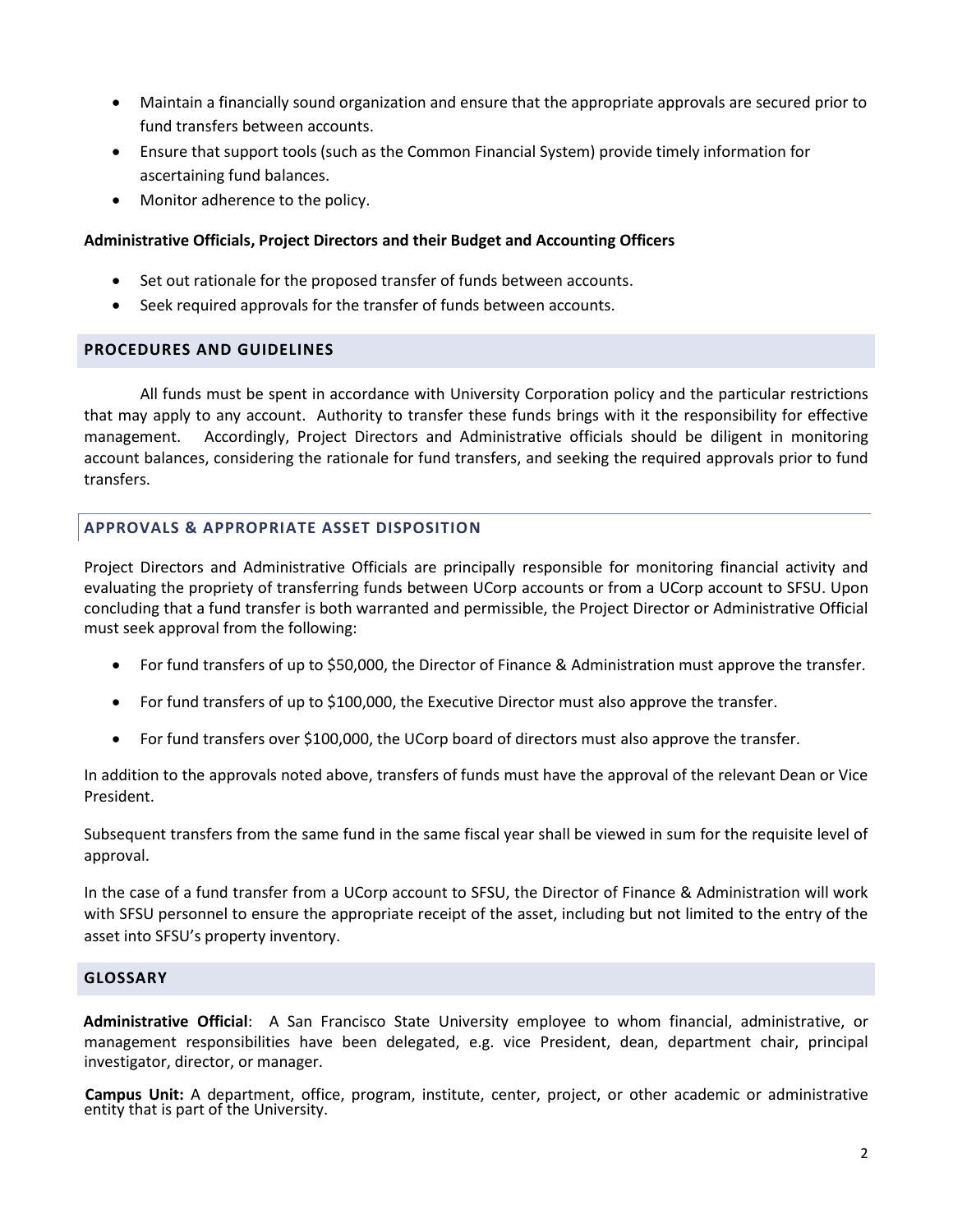- Maintain a financially sound organization and ensure that the appropriate approvals are secured prior to fund transfers between accounts.
- Ensure that support tools (such as the Common Financial System) provide timely information for ascertaining fund balances.
- Monitor adherence to the policy.

**Administrative Officials, Project Directors and their Budget and Accounting Officers**

- Set out rationale for the proposed transfer of funds between accounts.
- Seek required approvals for the transfer of funds between accounts.

## PROCEDURES AND GUIDELINES

All funds must be spent in accordance with University Corporation policy and the particular restrictions that may apply to any account. Authority to transfer these funds brings with it the responsibility for effective management. Accordingly, Project Directors and Administrative officials should be diligent in monitoring account balances, considering the rationale for fund transfers, and seeking the required approvals prior to fund transfers.

### APPROVALS & APPROPRIATE ASSET DISPOSITION

Project Directors and Administrative Officials are principally responsible for monitoring financial activity and evaluating the propriety of transferring funds between UCorp accounts or from a UCorp account to SFSU. Upon concluding that a fund transfer is both warranted and permissible, the Project Director or Administrative Official must seek approval from the following:

- For fund transfers of up to $50,000, the Director of Finance & Administration must approve the transfer.
- For fund transfers of up to $100,000, the Executive Director must also approve the transfer.
- For fund transfers over $100,000, the UCorp board of directors must also approve the transfer.

In addition to the approvals noted above, transfers of funds must have the approval of the relevant Dean or Vice President.

Subsequent transfers from the same fund in the same fiscal year shall be viewed in sum for the requisite level of approval.

In the case of a fund transfer from a UCorp account to SFSU, the Director of Finance & Administration will work with SFSU personnel to ensure the appropriate receipt of the asset, including but not limited to the entry of the asset into SFSU's property inventory.

## GLOSSARY

**Administrative Official**: A San Francisco State University employee to whom financial, administrative, or management responsibilities have been delegated, e.g. vice President, dean, department chair, principal investigator, director, or manager.

**Campus Unit:** A department, office, program, institute, center, project, or other academic or administrative entity that is part of the University.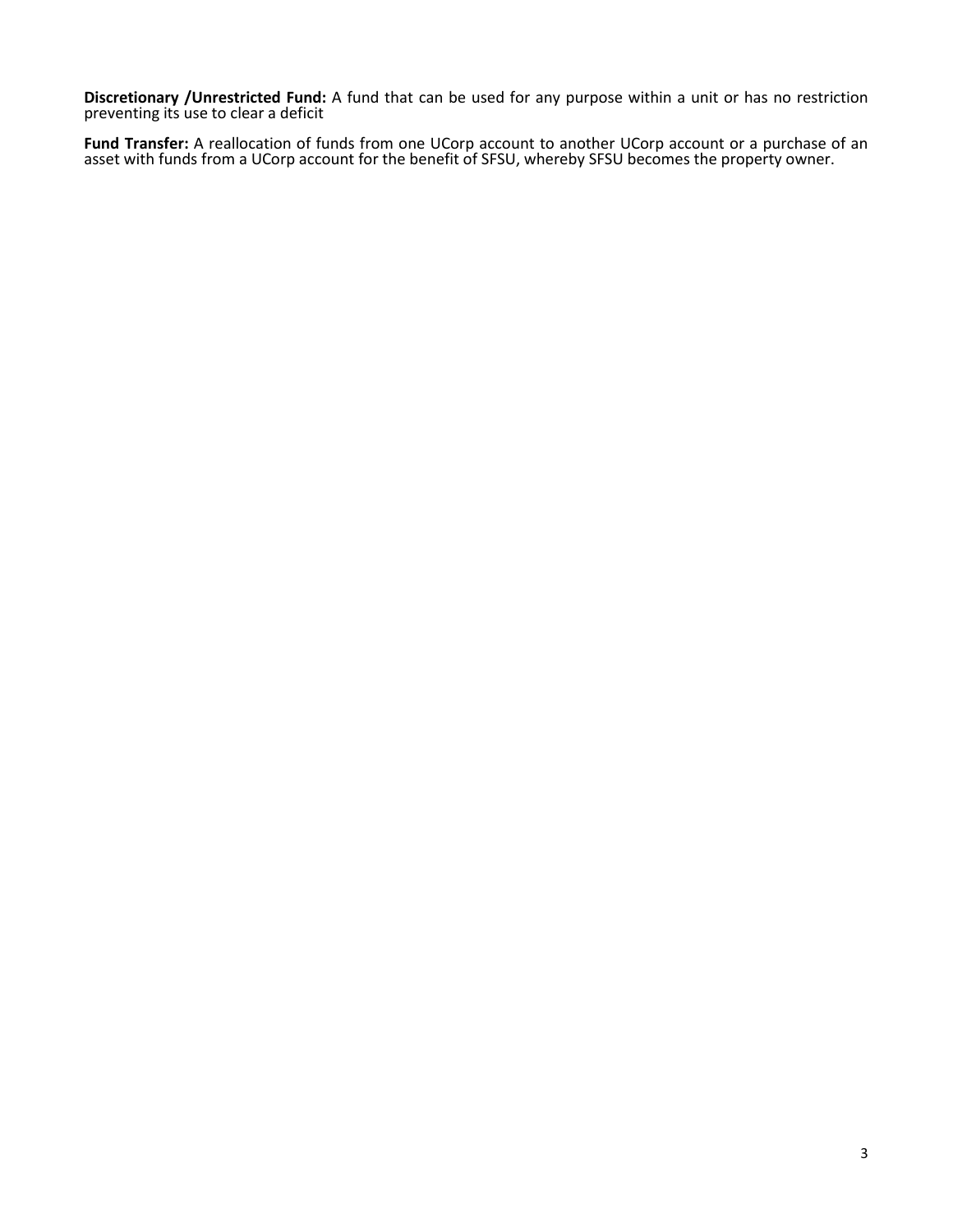**Discretionary /Unrestricted Fund:** A fund that can be used for any purpose within a unit or has no restriction preventing its use to clear a deficit

**Fund Transfer:** A reallocation of funds from one UCorp account to another UCorp account or a purchase of an asset with funds from a UCorp account for the benefit of SFSU, whereby SFSU becomes the property owner.